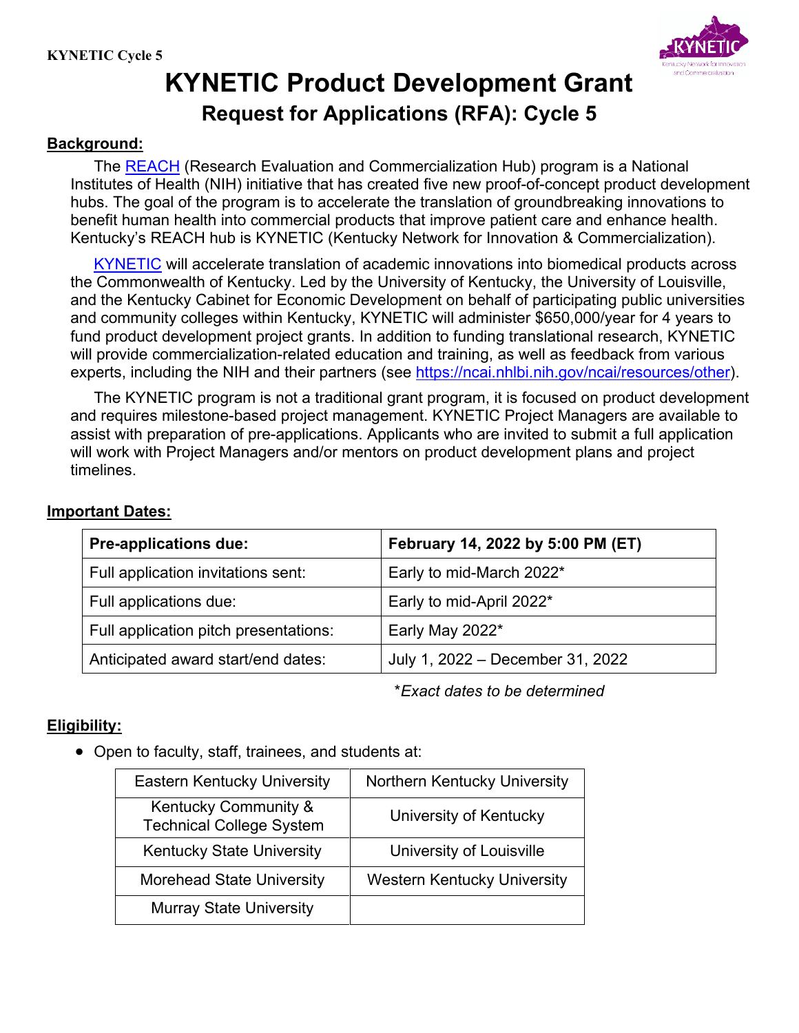KYNETIC Cycle 5

# KYNETIC Product Development Grant

## Request for Applications (RFA): Cycle 5

**Background:**

The REACH (Research Evaluation and Commercialization Hub) program is a National Institutes of Health (NIH) initiative that has created five new proof-of-concept product development hubs. The goal of the program is to accelerate the translation of groundbreaking innovations to benefit human health into commercial products that improve patient care and enhance health. Kentucky's REACH hub is KYNETIC (Kentucky Network for Innovation & Commercialization).

KYNETIC will accelerate translation of academic innovations into biomedical products across the Commonwealth of Kentucky. Led by the University of Kentucky, the University of Louisville, and the Kentucky Cabinet for Economic Development on behalf of participating public universities and community colleges within Kentucky, KYNETIC will administer $650,000/year for 4 years to fund product development project grants. In addition to funding translational research, KYNETIC will provide commercialization-related education and training, as well as feedback from various experts, including the NIH and their partners (see https://ncai.nhlbi.nih.gov/ncai/resources/other).

The KYNETIC program is not a traditional grant program, it is focused on product development and requires milestone-based project management. KYNETIC Project Managers are available to assist with preparation of pre-applications. Applicants who are invited to submit a full application will work with Project Managers and/or mentors on product development plans and project timelines.

**Important Dates:**

| **Pre-applications due:** | **February 14, 2022 by 5:00 PM (ET)** |
|---|---|
| Full application invitations sent: | Early to mid-March 2022* |
| Full applications due: | Early to mid-April 2022* |
| Full application pitch presentations: | Early May 2022* |
| Anticipated award start/end dates: | July 1, 2022 – December 31, 2022 |

*\*Exact dates to be determined*

**Eligibility:**

- Open to faculty, staff, trainees, and students at:

| | |
|---|---|
| Eastern Kentucky University | Northern Kentucky University |
| Kentucky Community & Technical College System | University of Kentucky |
| Kentucky State University | University of Louisville |
| Morehead State University | Western Kentucky University |
| Murray State University | |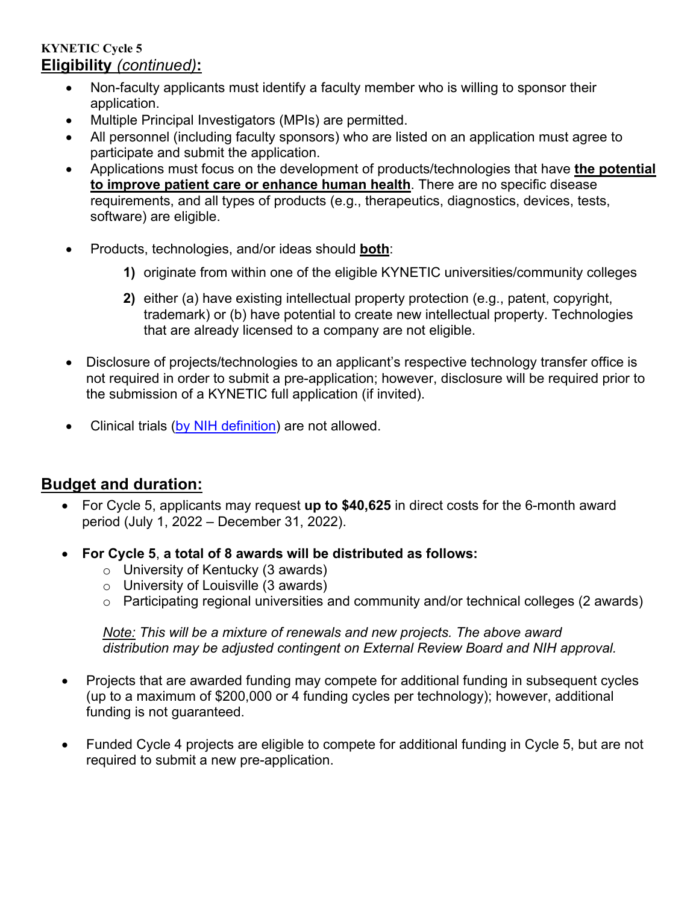**KYNETIC Cycle 5**

## Eligibility *(continued)*:

- Non-faculty applicants must identify a faculty member who is willing to sponsor their application.
- Multiple Principal Investigators (MPIs) are permitted.
- All personnel (including faculty sponsors) who are listed on an application must agree to participate and submit the application.
- Applications must focus on the development of products/technologies that have **the potential to improve patient care or enhance human health**. There are no specific disease requirements, and all types of products (e.g., therapeutics, diagnostics, devices, tests, software) are eligible.
- Products, technologies, and/or ideas should **both**:
  1. originate from within one of the eligible KYNETIC universities/community colleges
  2. either (a) have existing intellectual property protection (e.g., patent, copyright, trademark) or (b) have potential to create new intellectual property. Technologies that are already licensed to a company are not eligible.
- Disclosure of projects/technologies to an applicant's respective technology transfer office is not required in order to submit a pre-application; however, disclosure will be required prior to the submission of a KYNETIC full application (if invited).
- Clinical trials (by NIH definition) are not allowed.

## Budget and duration:

- For Cycle 5, applicants may request **up to $40,625** in direct costs for the 6-month award period (July 1, 2022 – December 31, 2022).
- **For Cycle 5**, **a total of 8 awards will be distributed as follows:**
  - University of Kentucky (3 awards)
  - University of Louisville (3 awards)
  - Participating regional universities and community and/or technical colleges (2 awards)

  *Note: This will be a mixture of renewals and new projects. The above award distribution may be adjusted contingent on External Review Board and NIH approval.*
- Projects that are awarded funding may compete for additional funding in subsequent cycles (up to a maximum of $200,000 or 4 funding cycles per technology); however, additional funding is not guaranteed.
- Funded Cycle 4 projects are eligible to compete for additional funding in Cycle 5, but are not required to submit a new pre-application.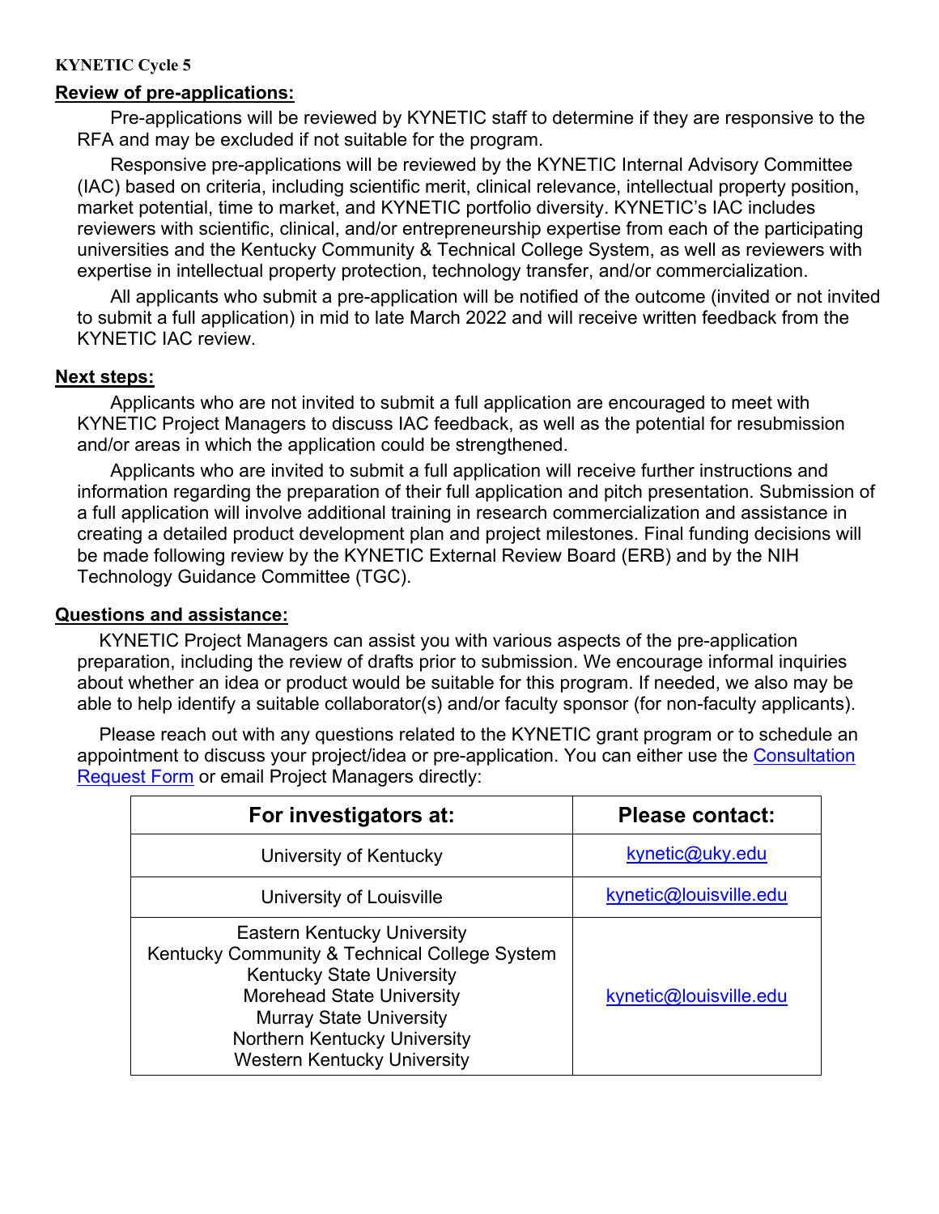**KYNETIC Cycle 5**

## Review of pre-applications:

Pre-applications will be reviewed by KYNETIC staff to determine if they are responsive to the RFA and may be excluded if not suitable for the program.

Responsive pre-applications will be reviewed by the KYNETIC Internal Advisory Committee (IAC) based on criteria, including scientific merit, clinical relevance, intellectual property position, market potential, time to market, and KYNETIC portfolio diversity. KYNETIC's IAC includes reviewers with scientific, clinical, and/or entrepreneurship expertise from each of the participating universities and the Kentucky Community & Technical College System, as well as reviewers with expertise in intellectual property protection, technology transfer, and/or commercialization.

All applicants who submit a pre-application will be notified of the outcome (invited or not invited to submit a full application) in mid to late March 2022 and will receive written feedback from the KYNETIC IAC review.

## Next steps:

Applicants who are not invited to submit a full application are encouraged to meet with KYNETIC Project Managers to discuss IAC feedback, as well as the potential for resubmission and/or areas in which the application could be strengthened.

Applicants who are invited to submit a full application will receive further instructions and information regarding the preparation of their full application and pitch presentation. Submission of a full application will involve additional training in research commercialization and assistance in creating a detailed product development plan and project milestones. Final funding decisions will be made following review by the KYNETIC External Review Board (ERB) and by the NIH Technology Guidance Committee (TGC).

## Questions and assistance:

KYNETIC Project Managers can assist you with various aspects of the pre-application preparation, including the review of drafts prior to submission. We encourage informal inquiries about whether an idea or product would be suitable for this program. If needed, we also may be able to help identify a suitable collaborator(s) and/or faculty sponsor (for non-faculty applicants).

Please reach out with any questions related to the KYNETIC grant program or to schedule an appointment to discuss your project/idea or pre-application. You can either use the Consultation Request Form or email Project Managers directly:

| For investigators at: | Please contact: |
|---|---|
| University of Kentucky | kynetic@uky.edu |
| University of Louisville | kynetic@louisville.edu |
| Eastern Kentucky University<br>Kentucky Community & Technical College System<br>Kentucky State University<br>Morehead State University<br>Murray State University<br>Northern Kentucky University<br>Western Kentucky University | kynetic@louisville.edu |